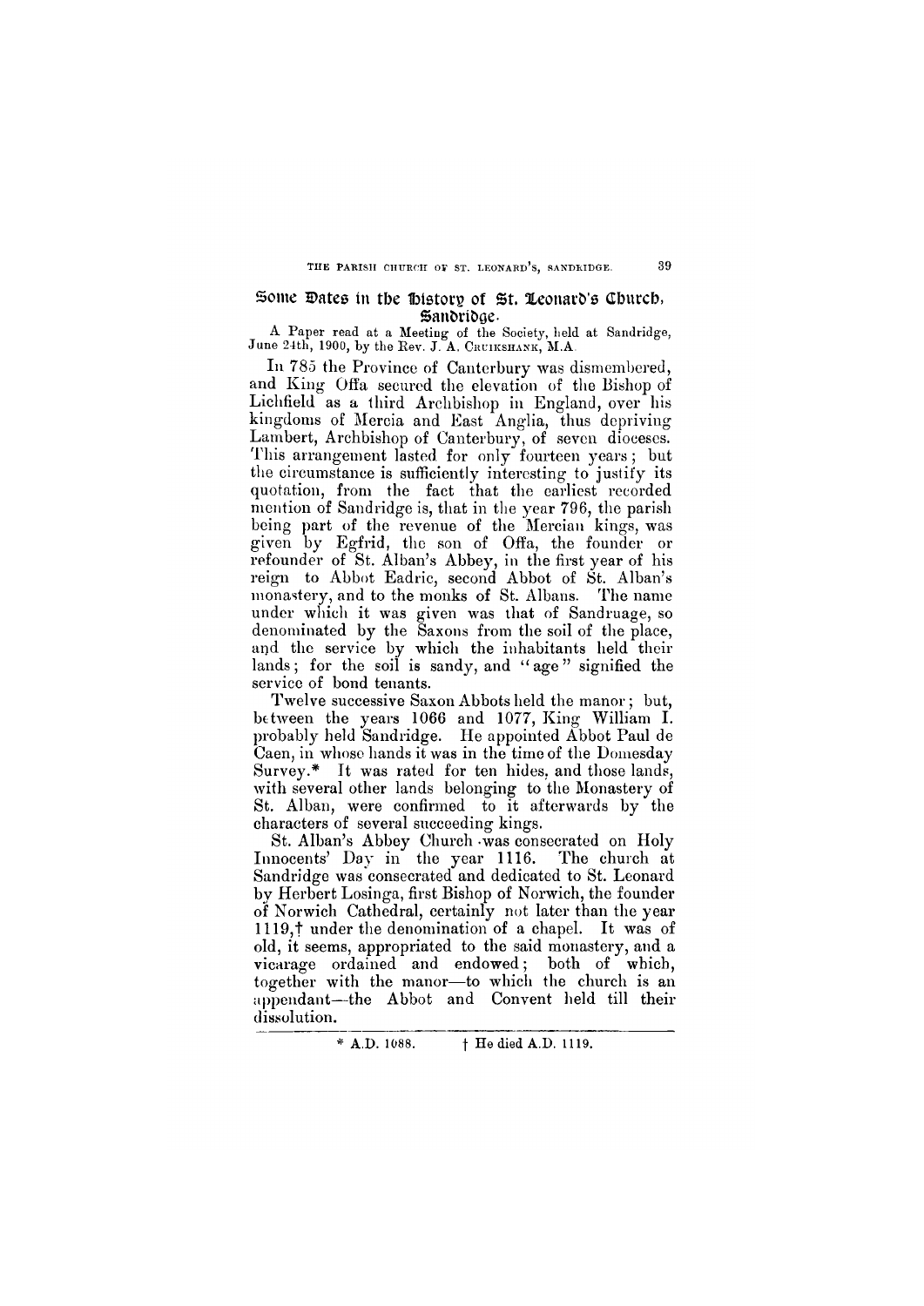# Some Dates in the History of St. Leonard's Church, Sandridge.

A Paper read at a Meeting of the Society, held at Sandridge, June 24th, 1900, by the Rev. J. A. CRUIKSHANK, M.A.

In 785 the Province of Canterbury was dismembered, and King Offa secured the elevation of the Bishop of Lichfield as a third Archbishop in England, over his kingdoms of Mercia and East Anglia, thus depriving Lambert, Archbishop of Canterbury, of seven dioceses. This arrangement lasted for only fourteen years; but the circumstance is sufficiently interesting to justify its quotation, from the fact that the earliest recorded mention of Sandridge is, that in the year 796, the parish being part of the revenue of the Mercian kings, was given by Egfrid, the son of Offa, the founder or refounder of St. Alban's Abbey, in the first year of his reign to Abbot Eadric, second Abbot of St. Alban's monastery, and to the monks of St. Albans. The name under which it was given was that of Sandruage, so denominated by the Saxons from the soil of the place, and the service by which the inhabitants held their lands; for the soil is sandy, and "age" signified the service of bond tenants.

Twelve successive Saxon Abbots held the manor; but, between the years 1066 and 1077, King William I. probably held Sandridge. He appointed Abbot Paul de Caen, in whose hands it was in the time of the Domesday Survey.* It was rated for ten hides, and those lands, with several other lands belonging to the Monastery of St. Alban, were confirmed to it afterwards by the characters of several succeeding kings.

St. Alban's Abbey Church was consecrated on Holy Innocents' Day in the year 1116. The church at Sandridge was consecrated and dedicated to St. Leonard by Herbert Losinga, first Bishop of Norwich, the founder of Norwich Cathedral, certainly not later than the year 1119,† under the denomination of a chapel. It was of old, it seems, appropriated to the said monastery, and a vicarage ordained and endowed; both of which, together with the manor—to which the church is an appendant—the Abbot and Convent held till their dissolution.

---

\* A.D. 1088. † He died A.D. 1119.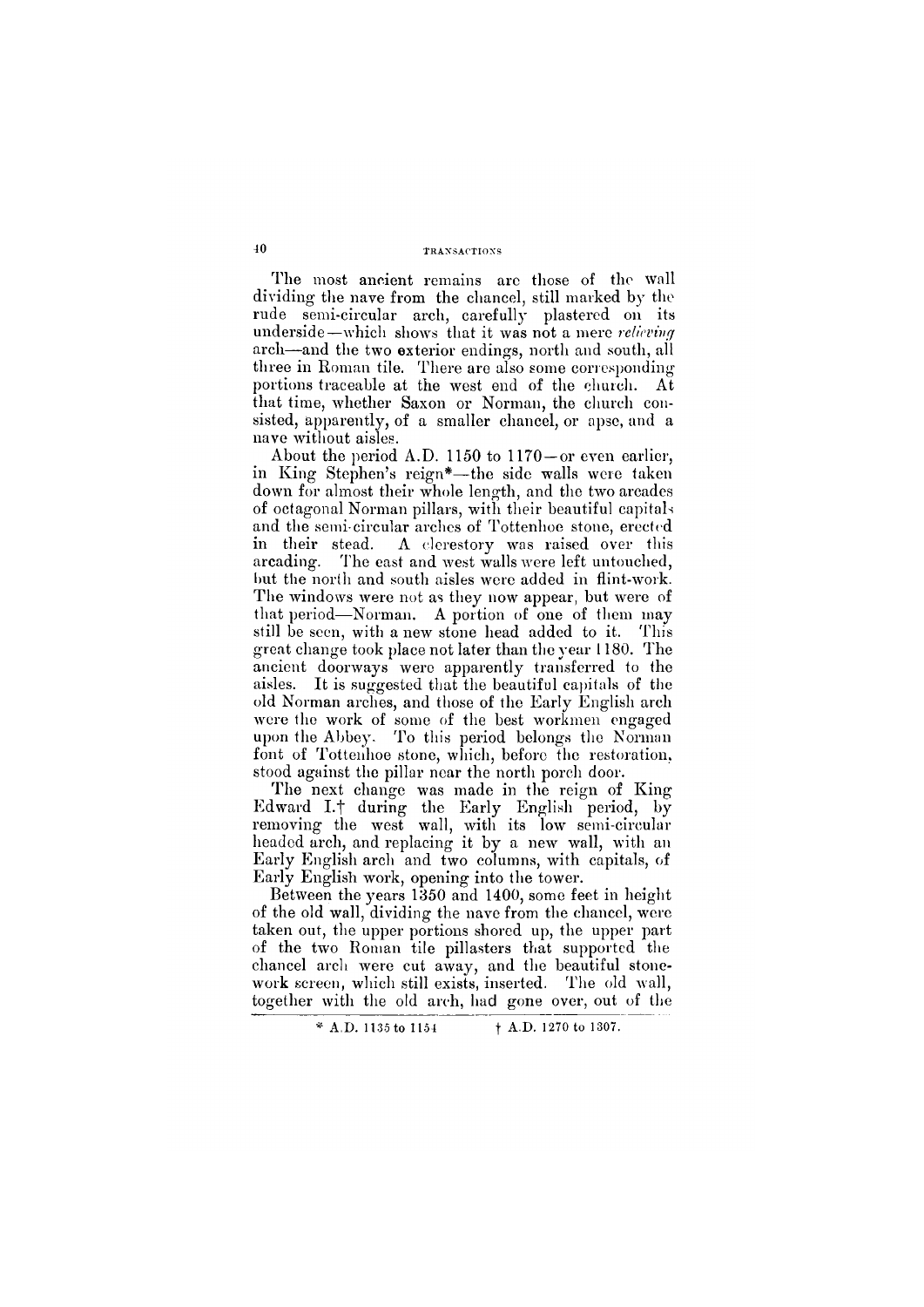The most ancient remains are those of the wall dividing the nave from the chancel, still marked by the rude semi-circular arch, carefully plastered on its underside—which shows that it was not a mere *relieving* arch—and the two exterior endings, north and south, all three in Roman tile. There are also some corresponding portions traceable at the west end of the church. At that time, whether Saxon or Norman, the church consisted, apparently, of a smaller chancel, or apse, and a nave without aisles.

About the period A.D. 1150 to 1170—or even earlier, in King Stephen's reign*—the side walls were taken down for almost their whole length, and the two arcades of octagonal Norman pillars, with their beautiful capitals and the semi-circular arches of Tottenhoe stone, erected in their stead. A clerestory was raised over this arcading. The east and west walls were left untouched, but the north and south aisles were added in flint-work. The windows were not as they now appear, but were of that period—Norman. A portion of one of them may still be seen, with a new stone head added to it. This great change took place not later than the year 1180. The ancient doorways were apparently transferred to the aisles. It is suggested that the beautiful capitals of the old Norman arches, and those of the Early English arch were the work of some of the best workmen engaged upon the Abbey. To this period belongs the Norman font of Tottenhoe stone, which, before the restoration, stood against the pillar near the north porch door.

The next change was made in the reign of King Edward I.† during the Early English period, by removing the west wall, with its low semi-circular headed arch, and replacing it by a new wall, with an Early English arch and two columns, with capitals, of Early English work, opening into the tower.

Between the years 1350 and 1400, some feet in height of the old wall, dividing the nave from the chancel, were taken out, the upper portions shored up, the upper part of the two Roman tile pillasters that supported the chancel arch were cut away, and the beautiful stonework screen, which still exists, inserted. The old wall, together with the old arch, had gone over, out of the

\* A.D. 1135 to 1154 † A.D. 1270 to 1307.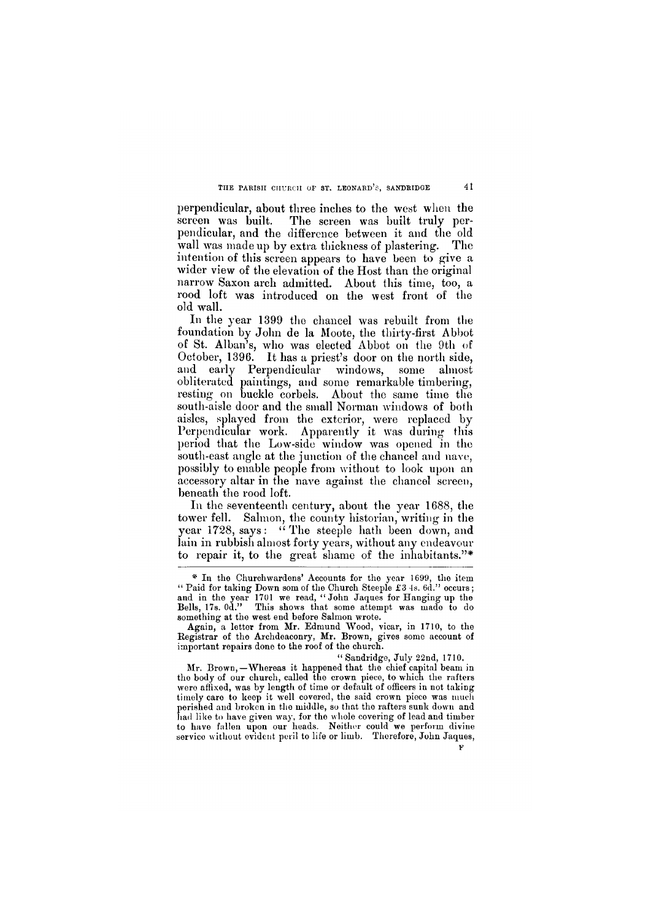perpendicular, about three inches to the west when the screen was built. The screen was built truly perpendicular, and the difference between it and the old wall was made up by extra thickness of plastering. The intention of this screen appears to have been to give a wider view of the elevation of the Host than the original narrow Saxon arch admitted. About this time, too, a rood loft was introduced on the west front of the old wall.

In the year 1399 the chancel was rebuilt from the foundation by John de la Moote, the thirty-first Abbot of St. Alban's, who was elected Abbot on the 9th of October, 1396. It has a priest's door on the north side, and early Perpendicular windows, some almost obliterated paintings, and some remarkable timbering, resting on buckle corbels. About the same time the south-aisle door and the small Norman windows of both aisles, splayed from the exterior, were replaced by Perpendicular work. Apparently it was during this period that the Low-side window was opened in the south-east angle at the junction of the chancel and nave, possibly to enable people from without to look upon an accessory altar in the nave against the chancel screen, beneath the rood loft.

In the seventeenth century, about the year 1688, the tower fell. Salmon, the county historian, writing in the year 1728, says: "The steeple hath been down, and lain in rubbish almost forty years, without any endeavour to repair it, to the great shame of the inhabitants."*

---

\* In the Churchwardens' Accounts for the year 1699, the item "Paid for taking Down som of the Church Steeple £3 4s. 6d." occurs; and in the year 1701 we read, "John Jaques for Hanging up the Bells, 17s. 0d." This shows that some attempt was made to do something at the west end before Salmon wrote.

Again, a letter from Mr. Edmund Wood, vicar, in 1710, to the Registrar of the Archdeaconry, Mr. Brown, gives some account of important repairs done to the roof of the church.

"Sandridge, July 22nd, 1710.

Mr. Brown,—Whereas it happened that the chief capital beam in the body of our church, called the crown piece, to which the rafters were affixed, was by length of time or default of officers in not taking timely care to keep it well covered, the said crown piece was much perished and broken in the middle, so that the rafters sunk down and had like to have given way, for the whole covering of lead and timber to have fallen upon our heads. Neither could we perform divine service without evident peril to life or limb. Therefore, John Jaques,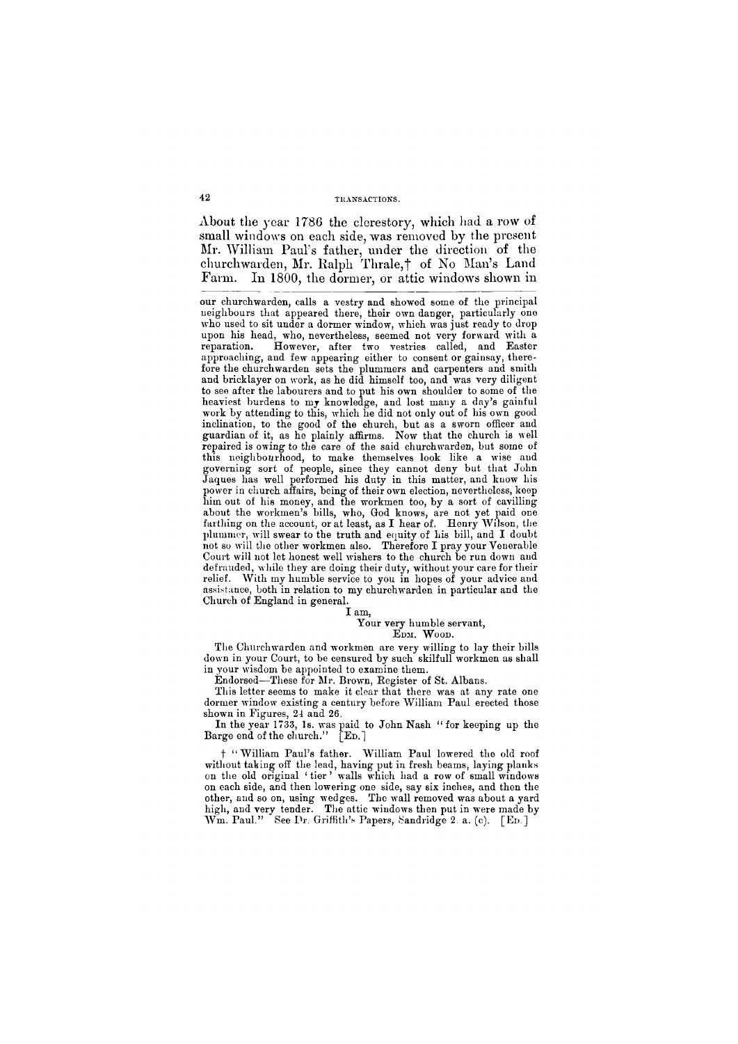About the year 1786 the clerestory, which had a row of small windows on each side, was removed by the present Mr. William Paul's father, under the direction of the churchwarden, Mr. Ralph Thrale,† of No Man's Land Farm. In 1800, the dormer, or attic windows shown in

---

our churchwarden, calls a vestry and showed some of the principal neighbours that appeared there, their own danger, particularly one who used to sit under a dormer window, which was just ready to drop upon his head, who, nevertheless, seemed not very forward with a reparation. However, after two vestries called, and Easter approaching, and few appearing either to consent or gainsay, therefore the churchwarden sets the plummers and carpenters and smith and bricklayer on work, as he did himself too, and was very diligent to see after the labourers and to put his own shoulder to some of the heaviest burdens to my knowledge, and lost many a day's gainful work by attending to this, which he did not only out of his own good inclination, to the good of the church, but as a sworn officer and guardian of it, as he plainly affirms. Now that the church is well repaired is owing to the care of the said churchwarden, but some of this neighbourhood, to make themselves look like a wise and governing sort of people, since they cannot deny but that John Jaques has well performed his duty in this matter, and know his power in church affairs, being of their own election, nevertheless, keep him out of his money, and the workmen too, by a sort of cavilling about the workmen's bills, who, God knows, are not yet paid one farthing on the account, or at least, as I hear of. Henry Wilson, the plummer, will swear to the truth and equity of his bill, and I doubt not so will the other workmen also. Therefore I pray your Venerable Court will not let honest well wishers to the church be run down and defrauded, while they are doing their duty, without your care for their relief. With my humble service to you in hopes of your advice and assistance, both in relation to my churchwarden in particular and the Church of England in general.

I am,
Your very humble servant,
EDM. WOOD.

The Churchwarden and workmen are very willing to lay their bills down in your Court, to be censured by such skilfull workmen as shall in your wisdom be appointed to examine them.

Endorsed—These for Mr. Brown, Register of St. Albans.

This letter seems to make it clear that there was at any rate one dormer window existing a century before William Paul erected those shown in Figures, 24 and 26.

In the year 1733, 1s. was paid to John Nash "for keeping up the Barge end of the church." [ED.]

† "William Paul's father. William Paul lowered the old roof without taking off the lead, having put in fresh beams, laying planks on the old original 'tier' walls which had a row of small windows on each side, and then lowering one side, say six inches, and then the other, and so on, using wedges. The wall removed was about a yard high, and very tender. The attic windows then put in were made by Wm. Paul." See Dr. Griffith's Papers, Sandridge 2. a. (c). [ED.]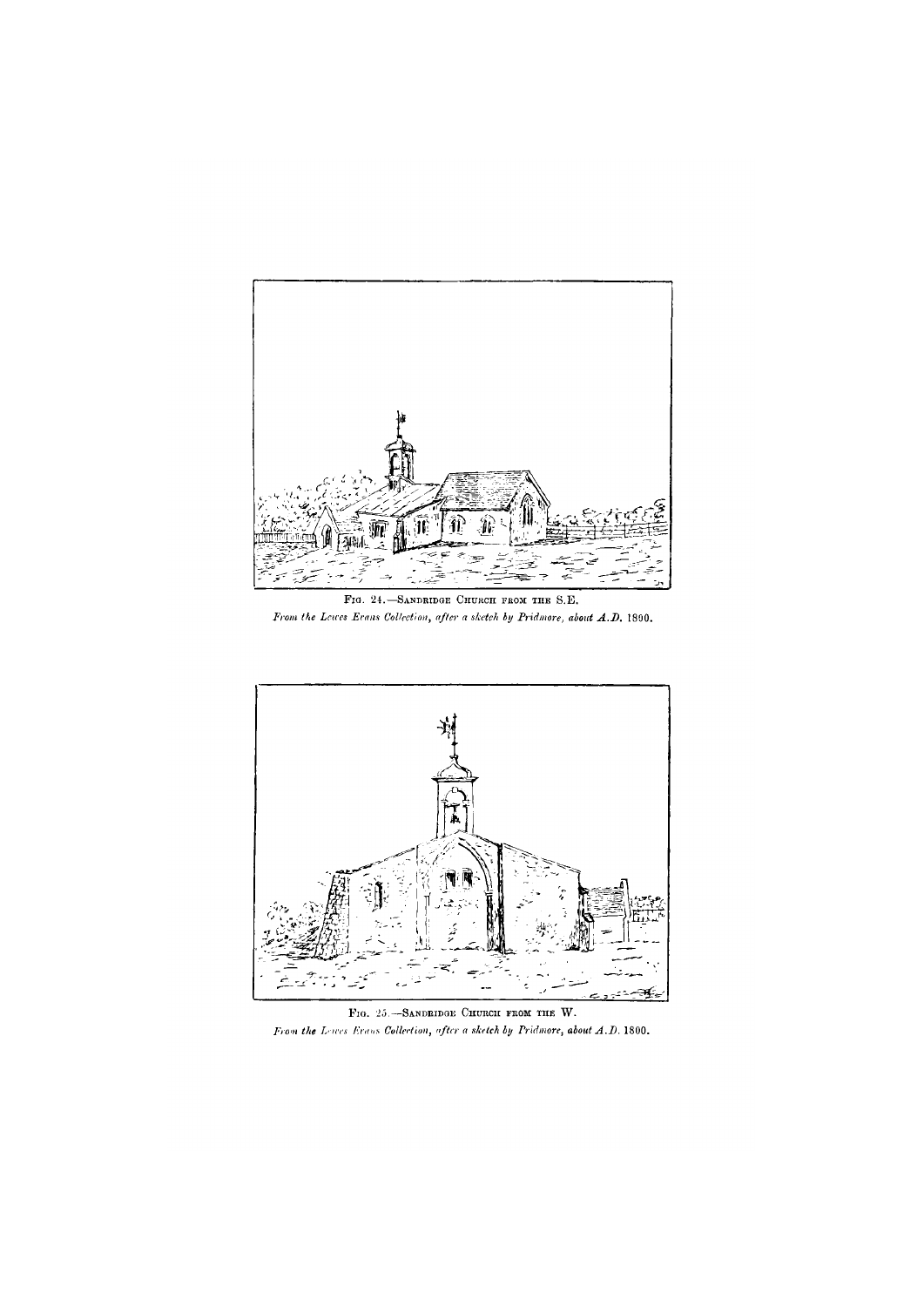FIG. 24.—SANDRIDGE CHURCH FROM THE S.E.

*From the Lewes Evans Collection, after a sketch by Pridmore, about A.D. 1890.*

FIG. 25.—SANDRIDGE CHURCH FROM THE W.

*From the Lewes Evans Collection, after a sketch by Pridmore, about A.D. 1800.*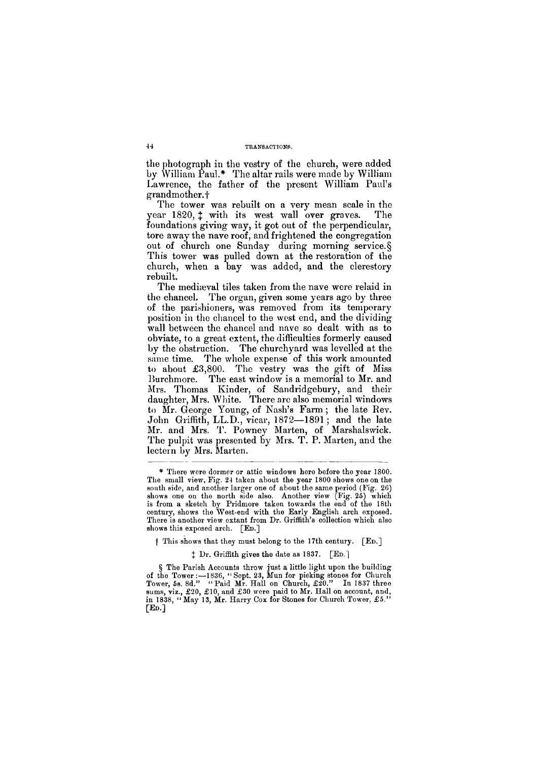the photograph in the vestry of the church, were added by William Paul.* The altar rails were made by William Lawrence, the father of the present William Paul's grandmother.†

The tower was rebuilt on a very mean scale in the year 1820, ‡ with its west wall over graves. The foundations giving way, it got out of the perpendicular, tore away the nave roof, and frightened the congregation out of church one Sunday during morning service.§ This tower was pulled down at the restoration of the church, when a bay was added, and the clerestory rebuilt.

The mediæval tiles taken from the nave were relaid in the chancel. The organ, given some years ago by three of the parishioners, was removed from its temporary position in the chancel to the west end, and the dividing wall between the chancel and nave so dealt with as to obviate, to a great extent, the difficulties formerly caused by the obstruction. The churchyard was levelled at the same time. The whole expense of this work amounted to about £3,800. The vestry was the gift of Miss Burchmore. The east window is a memorial to Mr. and Mrs. Thomas Kinder, of Sandridgebury, and their daughter, Mrs. White. There are also memorial windows to Mr. George Young, of Nash's Farm; the late Rev. John Griffith, LL.D., vicar, 1872—1891; and the late Mr. and Mrs. T. Powney Marten, of Marshalswick. The pulpit was presented by Mrs. T. P. Marten, and the lectern by Mrs. Marten.

---

\* There were dormer or attic windows here before the year 1800. The small view, Fig. 24 taken about the year 1800 shows one on the south side, and another larger one of about the same period (Fig. 26) shows one on the north side also. Another view (Fig. 25) which is from a sketch by Pridmore taken towards the end of the 18th century, shows the West-end with the Early English arch exposed. There is another view extant from Dr. Griffith's collection which also shows this exposed arch. [ED.]

† This shows that they must belong to the 17th century. [ED.]

‡ Dr. Griffith gives the date as 1837. [ED.]

§ The Parish Accounts throw just a little light upon the building of the Tower:—1836, "Sept. 23, Mun for picking stones for Church Tower, 5s. 8d." "Paid Mr. Hall on Church, £20." In 1837 three sums, viz., £20, £10, and £30 were paid to Mr. Hall on account, and, in 1838, "May 13, Mr. Harry Cox for Stones for Church Tower, £5." [ED.]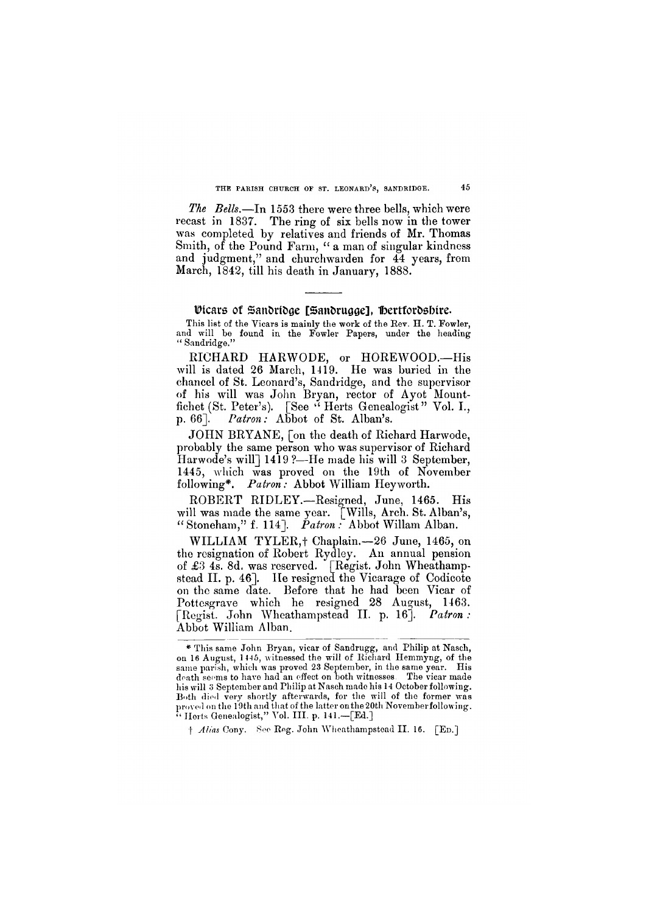*The Bells.*—In 1553 there were three bells, which were recast in 1837. The ring of six bells now in the tower was completed by relatives and friends of Mr. Thomas Smith, of the Pound Farm, "a man of singular kindness and judgment," and churchwarden for 44 years, from March, 1842, till his death in January, 1888.

---

## Vicars of Sandridge [Sandrugge], Hertfordshire.

This list of the Vicars is mainly the work of the Rev. H. T. Fowler, and will be found in the Fowler Papers, under the heading "Sandridge."

RICHARD HARWODE, or HOREWOOD.—His will is dated 26 March, 1419. He was buried in the chancel of St. Leonard's, Sandridge, and the supervisor of his will was John Bryan, rector of Ayot Mountfichet (St. Peter's). [See "Herts Genealogist" Vol. I., p. 66]. *Patron:* Abbot of St. Alban's.

JOHN BRYANE, [on the death of Richard Harwode, probably the same person who was supervisor of Richard Harwode's will] 1419?—He made his will 3 September, 1445, which was proved on the 19th of November following*. *Patron:* Abbot William Heyworth.

ROBERT RIDLEY.—Resigned, June, 1465. His will was made the same year. [Wills, Arch. St. Alban's, "Stoneham," f. 114]. *Patron:* Abbot Willam Alban.

WILLIAM TYLER,† Chaplain.—26 June, 1465, on the resignation of Robert Rydley. An annual pension of £3 4s. 8d. was reserved. [Regist. John Wheathampstead II. p. 46]. He resigned the Vicarage of Codicote on the same date. Before that he had been Vicar of Pottesgrave which he resigned 28 August, 1463. [Regist. John Wheathampstead II. p. 16]. *Patron:* Abbot William Alban.

---

* This same John Bryan, vicar of Sandrugg, and Philip at Nasch, on 16 August, 1445, witnessed the will of Richard Hemmyng, of the same parish, which was proved 23 September, in the same year. His death seems to have had an effect on both witnesses. The vicar made his will 3 September and Philip at Nasch made his 14 October following. Both died very shortly afterwards, for the will of the former was proved on the 19th and that of the latter on the 20th November following. "Herts Genealogist," Vol. III. p. 141.—[Ed.]

† *Alias* Cony. See Reg. John Wheathampstead II. 16. [Ed.]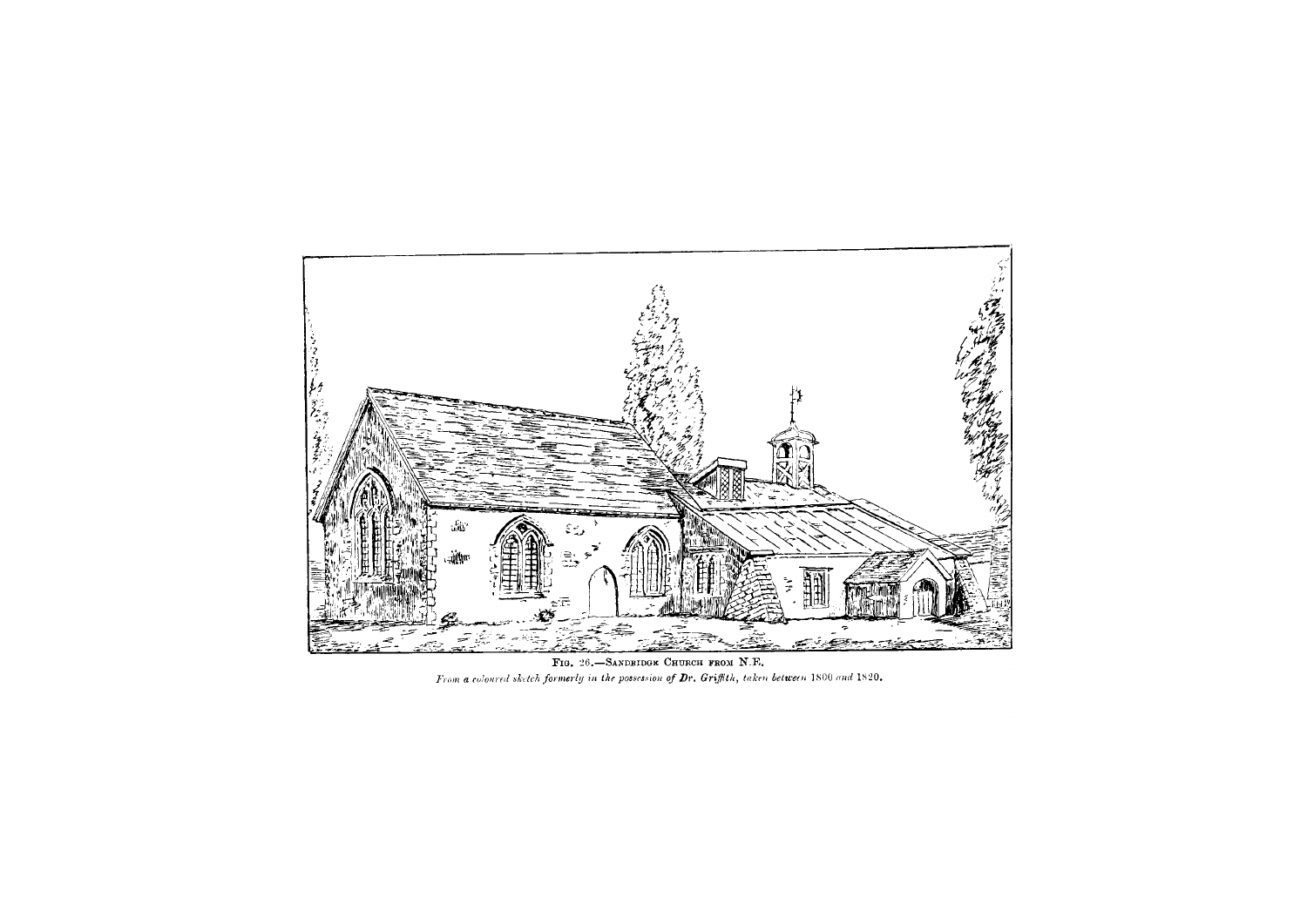Fig. 26.—Sandridge Church from N.E.

*From a coloured sketch formerly in the possession of Dr. Griffith, taken between 1800 and 1820.*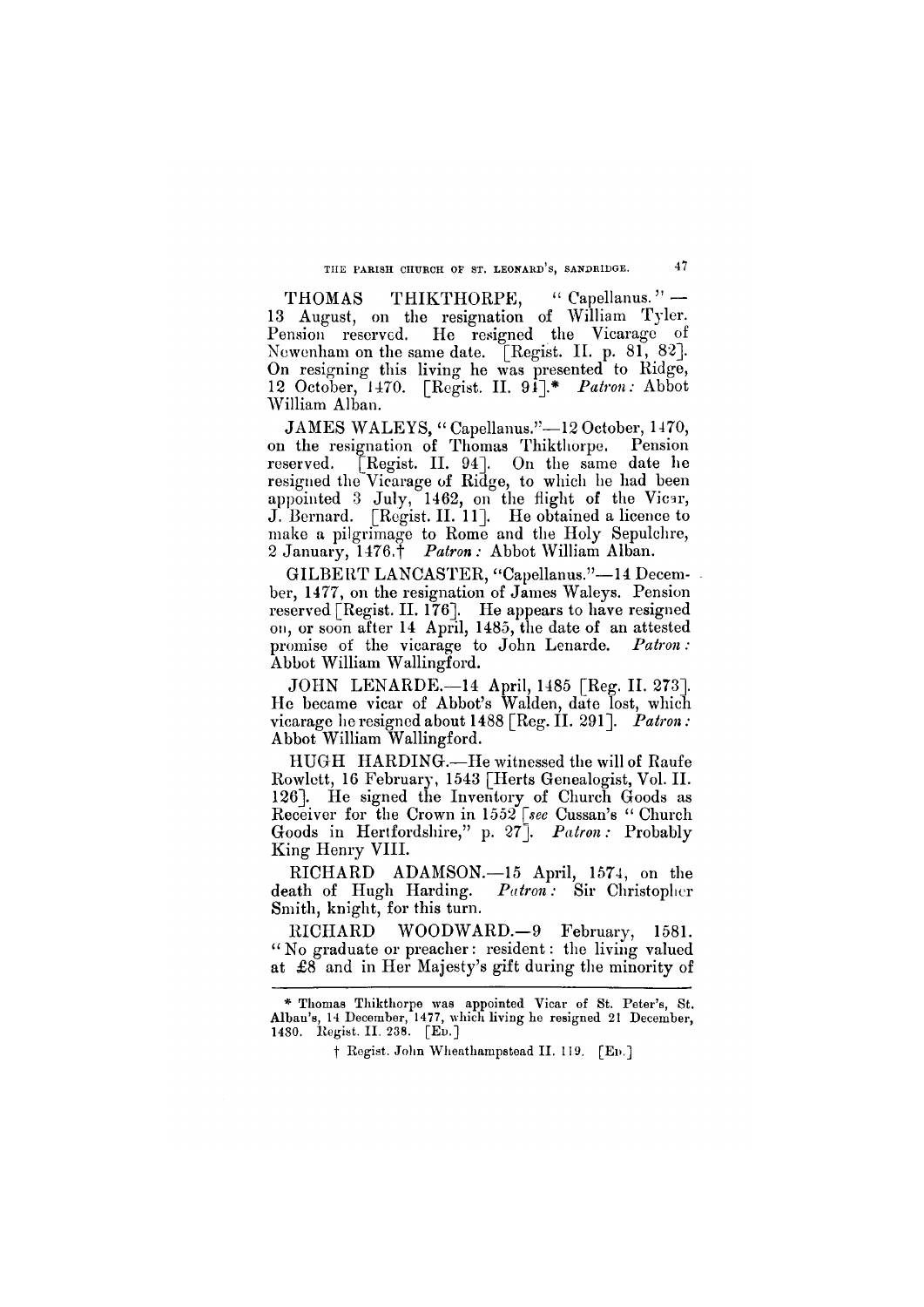THOMAS THIKTHORPE, "Capellanus." — 13 August, on the resignation of William Tyler. Pension reserved. He resigned the Vicarage of Newenham on the same date. [Regist. II. p. 81, 82]. On resigning this living he was presented to Ridge, 12 October, 1470. [Regist. II. 94].* *Patron:* Abbot William Alban.

JAMES WALEYS, "Capellanus."—12 October, 1470, on the resignation of Thomas Thikthorpe. Pension reserved. [Regist. II. 94]. On the same date he resigned the Vicarage of Ridge, to which he had been appointed 3 July, 1462, on the flight of the Vicar, J. Bernard. [Regist. II. 11]. He obtained a licence to make a pilgrimage to Rome and the Holy Sepulchre, 2 January, 1476.† *Patron:* Abbot William Alban.

GILBERT LANCASTER, "Capellanus."—14 December, 1477, on the resignation of James Waleys. Pension reserved [Regist. II. 176]. He appears to have resigned on, or soon after 14 April, 1485, the date of an attested promise of the vicarage to John Lenarde. *Patron:* Abbot William Wallingford.

JOHN LENARDE.—14 April, 1485 [Reg. II. 273]. He became vicar of Abbot's Walden, date lost, which vicarage he resigned about 1488 [Reg. II. 291]. *Patron:* Abbot William Wallingford.

HUGH HARDING.—He witnessed the will of Raufe Rowlett, 16 February, 1543 [Herts Genealogist, Vol. II. 126]. He signed the Inventory of Church Goods as Receiver for the Crown in 1552 [*see* Cussan's "Church Goods in Hertfordshire," p. 27]. *Patron:* Probably King Henry VIII.

RICHARD ADAMSON.—15 April, 1574, on the death of Hugh Harding. *Patron:* Sir Christopher Smith, knight, for this turn.

RICHARD WOODWARD.—9 February, 1581. "No graduate or preacher: resident: the living valued at £8 and in Her Majesty's gift during the minority of

---

* Thomas Thikthorpe was appointed Vicar of St. Peter's, St. Alban's, 14 December, 1477, which living he resigned 21 December, 1480. Regist. II. 238. [Ed.]

† Regist. John Wheathampstead II. 119. [Ed.]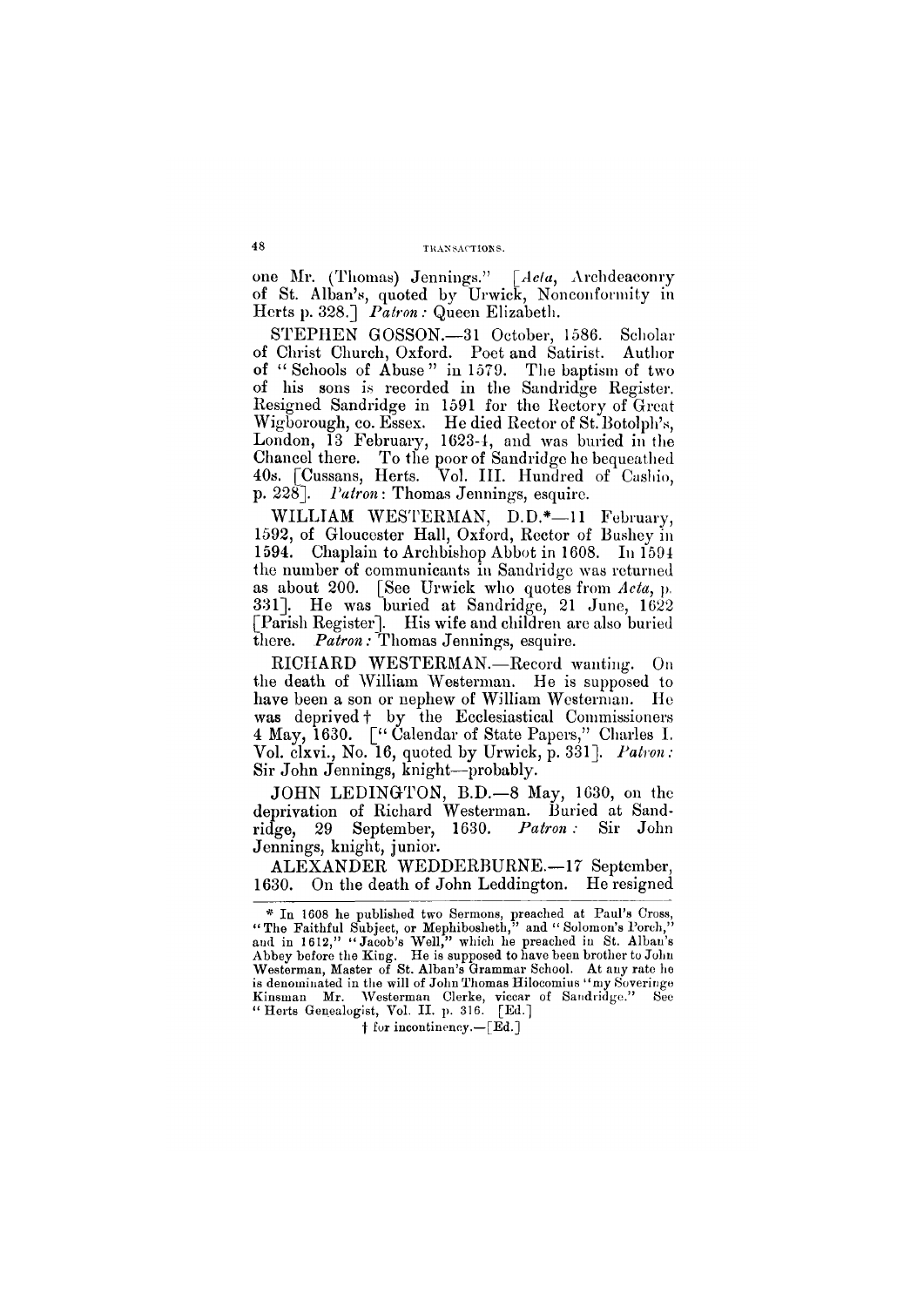one Mr. (Thomas) Jennings." [*Acta*, Archdeaconry of St. Alban's, quoted by Urwick, Nonconformity in Herts p. 328.] *Patron:* Queen Elizabeth.

STEPHEN GOSSON.—31 October, 1586. Scholar of Christ Church, Oxford. Poet and Satirist. Author of "Schools of Abuse" in 1579. The baptism of two of his sons is recorded in the Sandridge Register. Resigned Sandridge in 1591 for the Rectory of Great Wigborough, co. Essex. He died Rector of St. Botolph's, London, 13 February, 1623-4, and was buried in the Chancel there. To the poor of Sandridge he bequeathed 40s. [Cussans, Herts. Vol. III. Hundred of Cashio, p. 228]. *Patron*: Thomas Jennings, esquire.

WILLIAM WESTERMAN, D.D.*—11 February, 1592, of Gloucester Hall, Oxford, Rector of Bushey in 1594. Chaplain to Archbishop Abbot in 1608. In 1594 the number of communicants in Sandridge was returned as about 200. [See Urwick who quotes from *Acta*, p. 331]. He was buried at Sandridge, 21 June, 1622 [Parish Register]. His wife and children are also buried there. *Patron:* Thomas Jennings, esquire.

RICHARD WESTERMAN.—Record wanting. On the death of William Westerman. He is supposed to have been a son or nephew of William Westerman. He was deprived† by the Ecclesiastical Commissioners 4 May, 1630. ["Calendar of State Papers," Charles I. Vol. clxvi., No. 16, quoted by Urwick, p. 331]. *Patron:* Sir John Jennings, knight—probably.

JOHN LEDINGTON, B.D.—8 May, 1630, on the deprivation of Richard Westerman. Buried at Sandridge, 29 September, 1630. *Patron:* Sir John Jennings, knight, junior.

ALEXANDER WEDDERBURNE.—17 September, 1630. On the death of John Leddington. He resigned

---

* In 1608 he published two Sermons, preached at Paul's Cross, "The Faithful Subject, or Mephibosheth," and "Solomon's Porch," and in 1612, "Jacob's Well," which he preached in St. Alban's Abbey before the King. He is supposed to have been brother to John Westerman, Master of St. Alban's Grammar School. At any rate he is denominated in the will of John Thomas Hilocomius "my Soveringe Kinsman Mr. Westerman Clerke, viccar of Sandridge." See "Herts Genealogist, Vol. II. p. 316. [Ed.]

† for incontinency.—[Ed.]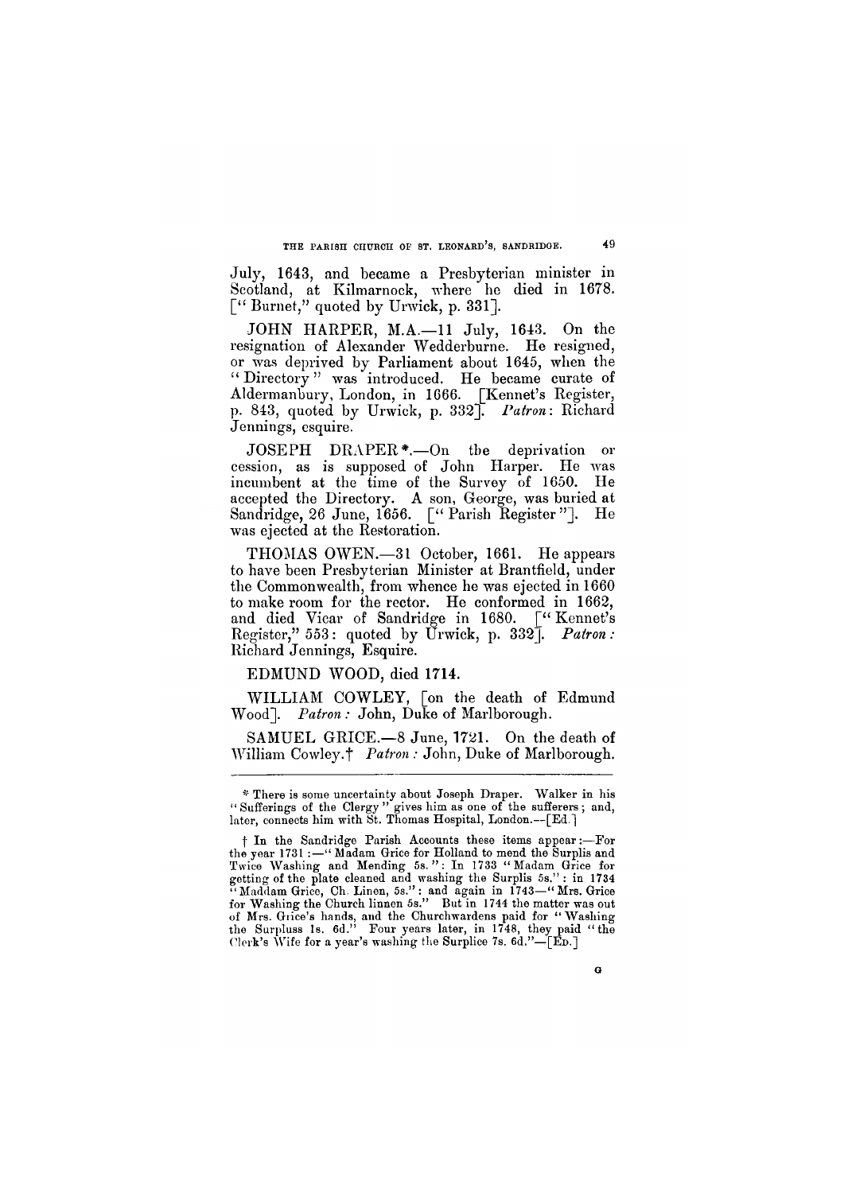July, 1643, and became a Presbyterian minister in Scotland, at Kilmarnock, where he died in 1678. [" Burnet," quoted by Urwick, p. 331].

JOHN HARPER, M.A.—11 July, 1643. On the resignation of Alexander Wedderburne. He resigned, or was deprived by Parliament about 1645, when the " Directory " was introduced. He became curate of Aldermanbury, London, in 1666. [Kennet's Register, p. 843, quoted by Urwick, p. 332]. *Patron*: Richard Jennings, esquire.

JOSEPH DRAPER*.—On the deprivation or cession, as is supposed of John Harper. He was incumbent at the time of the Survey of 1650. He accepted the Directory. A son, George, was buried at Sandridge, 26 June, 1656. [" Parish Register "]. He was ejected at the Restoration.

THOMAS OWEN.—31 October, 1661. He appears to have been Presbyterian Minister at Brantfield, under the Commonwealth, from whence he was ejected in 1660 to make room for the rector. He conformed in 1662, and died Vicar of Sandridge in 1680. [" Kennet's Register," 553: quoted by Urwick, p. 332]. *Patron:* Richard Jennings, Esquire.

EDMUND WOOD, died 1714.

WILLIAM COWLEY, [on the death of Edmund Wood]. *Patron:* John, Duke of Marlborough.

SAMUEL GRICE.—8 June, 1721. On the death of William Cowley.† *Patron:* John, Duke of Marlborough.

---

* There is some uncertainty about Joseph Draper. Walker in his " Sufferings of the Clergy " gives him as one of the sufferers; and, later, connects him with St. Thomas Hospital, London.—[Ed.]

† In the Sandridge Parish Accounts these items appear:—For the year 1731:—" Madam Grice for Holland to mend the Surplis and Twice Washing and Mending 5s. ": In 1733 " Madam Grice for getting of the plate cleaned and washing the Surplis 5s." : in 1734 " Maddam Grice, Ch. Linen, 5s." : and again in 1743—" Mrs. Grice for Washing the Church linnen 5s." But in 1744 the matter was out of Mrs. Grice's hands, and the Churchwardens paid for " Washing the Surpluss 1s. 6d." Four years later, in 1748, they paid " the Clerk's Wife for a year's washing the Surplice 7s. 6d."—[Ed.]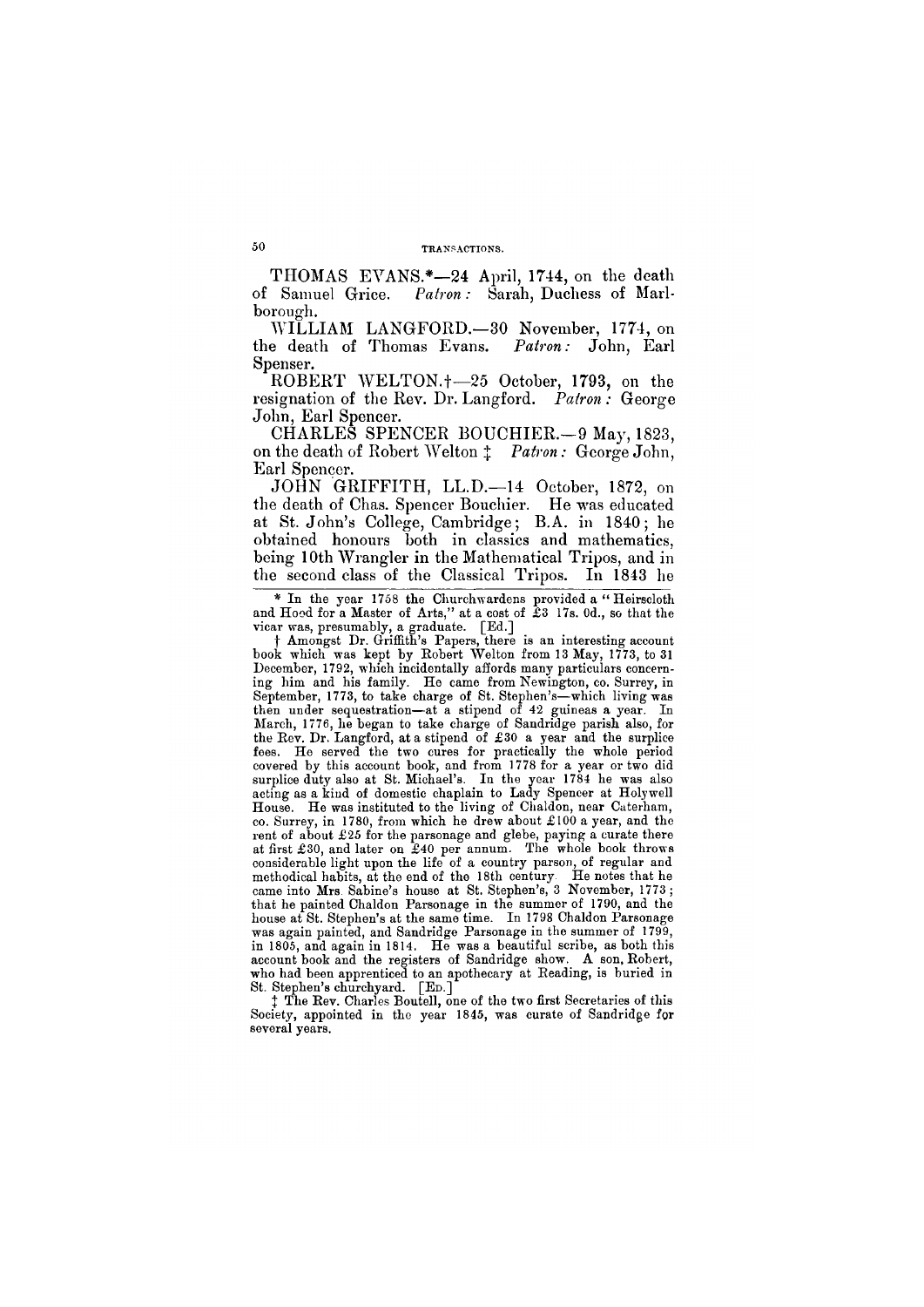THOMAS EVANS.*—24 April, 1744, on the death of Samuel Grice. *Patron:* Sarah, Duchess of Marlborough.

WILLIAM LANGFORD.—30 November, 1774, on the death of Thomas Evans. *Patron:* John, Earl Spenser.

ROBERT WELTON.†—25 October, 1793, on the resignation of the Rev. Dr. Langford. *Patron:* George John, Earl Spencer.

CHARLES SPENCER BOUCHIER.—9 May, 1823, on the death of Robert Welton ‡ *Patron:* George John, Earl Spencer.

JOHN GRIFFITH, LL.D.—14 October, 1872, on the death of Chas. Spencer Bouchier. He was educated at St. John's College, Cambridge; B.A. in 1840; he obtained honours both in classics and mathematics, being 10th Wrangler in the Mathematical Tripos, and in the second class of the Classical Tripos. In 1843 he

---

\* In the year 1758 the Churchwardens provided a "Heirscloth and Hood for a Master of Arts," at a cost of £3 17s. 0d., so that the vicar was, presumably, a graduate. [Ed.]

† Amongst Dr. Griffith's Papers, there is an interesting account book which was kept by Robert Welton from 13 May, 1773, to 31 December, 1792, which incidentally affords many particulars concerning him and his family. He came from Newington, co. Surrey, in September, 1773, to take charge of St. Stephen's—which living was then under sequestration—at a stipend of 42 guineas a year. In March, 1776, he began to take charge of Sandridge parish also, for the Rev. Dr. Langford, at a stipend of £30 a year and the surplice fees. He served the two cures for practically the whole period covered by this account book, and from 1778 for a year or two did surplice duty also at St. Michael's. In the year 1784 he was also acting as a kind of domestic chaplain to Lady Spencer at Holywell House. He was instituted to the living of Chaldon, near Caterham, co. Surrey, in 1780, from which he drew about £100 a year, and the rent of about £25 for the parsonage and glebe, paying a curate there at first £30, and later on £40 per annum. The whole book throws considerable light upon the life of a country parson, of regular and methodical habits, at the end of the 18th century. He notes that he came into Mrs. Sabine's house at St. Stephen's, 3 November, 1773; that he painted Chaldon Parsonage in the summer of 1790, and the house at St. Stephen's at the same time. In 1798 Chaldon Parsonage was again painted, and Sandridge Parsonage in the summer of 1799, in 1805, and again in 1814. He was a beautiful scribe, as both this account book and the registers of Sandridge show. A son, Robert, who had been apprenticed to an apothecary at Reading, is buried in St. Stephen's churchyard. [Ed.]

‡ The Rev. Charles Boutell, one of the two first Secretaries of this Society, appointed in the year 1845, was curate of Sandridge for several years.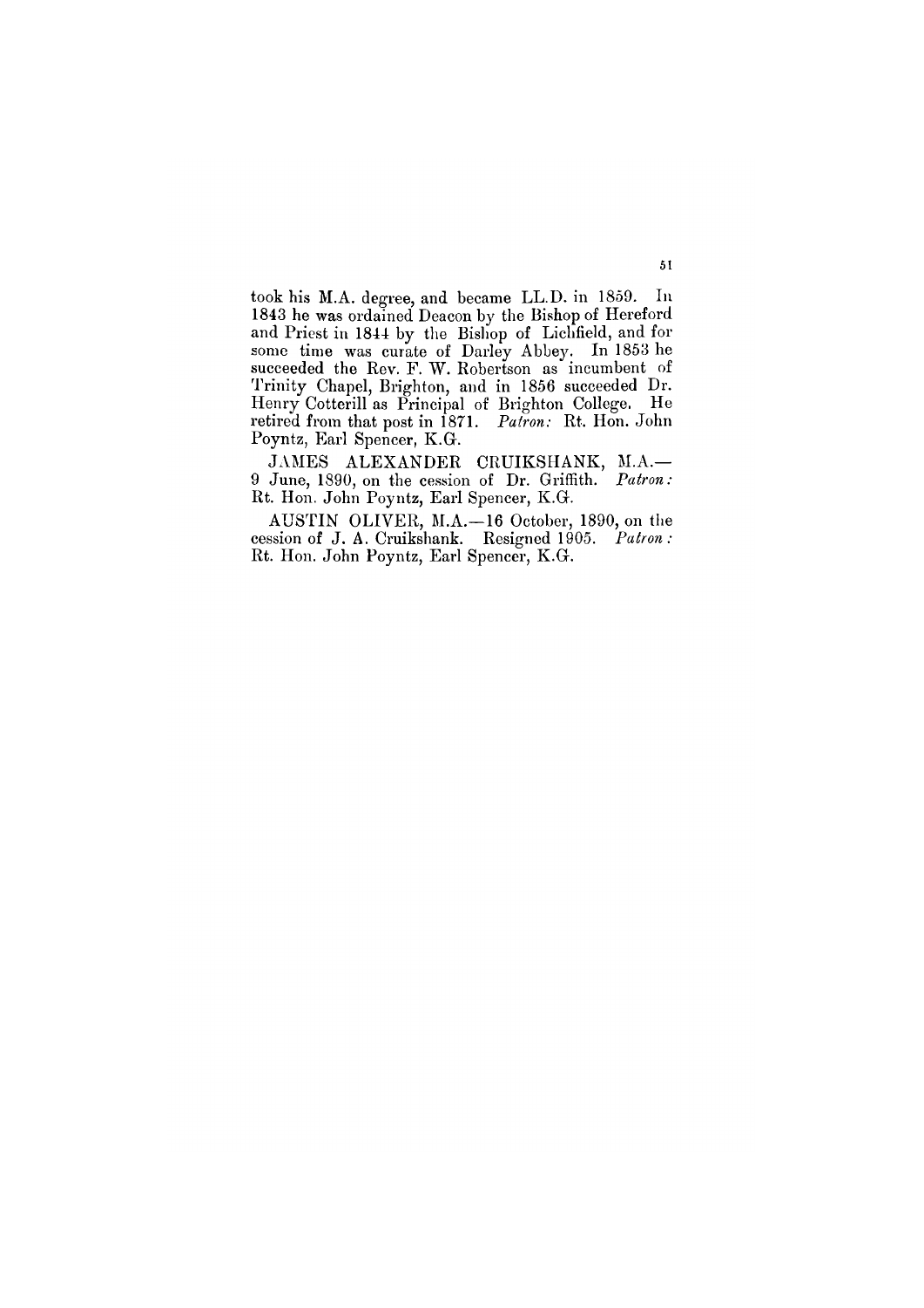took his M.A. degree, and became LL.D. in 1859. In 1843 he was ordained Deacon by the Bishop of Hereford and Priest in 1844 by the Bishop of Lichfield, and for some time was curate of Darley Abbey. In 1853 he succeeded the Rev. F. W. Robertson as incumbent of Trinity Chapel, Brighton, and in 1856 succeeded Dr. Henry Cotterill as Principal of Brighton College. He retired from that post in 1871. *Patron:* Rt. Hon. John Poyntz, Earl Spencer, K.G.

JAMES ALEXANDER CRUIKSHANK, M.A.—9 June, 1890, on the cession of Dr. Griffith. *Patron:* Rt. Hon. John Poyntz, Earl Spencer, K.G.

AUSTIN OLIVER, M.A.—16 October, 1890, on the cession of J. A. Cruikshank. Resigned 1905. *Patron:* Rt. Hon. John Poyntz, Earl Spencer, K.G.